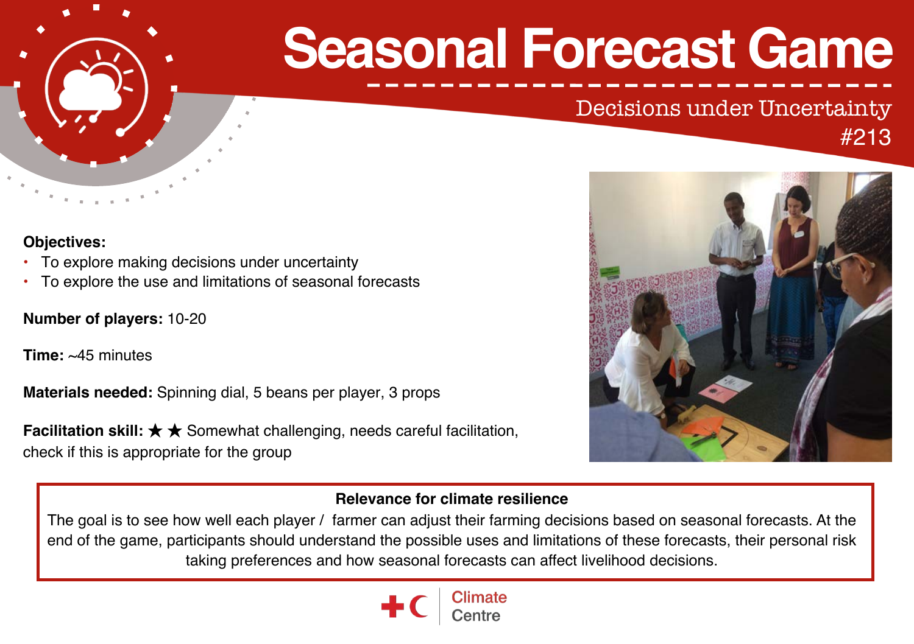# Seasonal Forecast Game

Decisions under Uncertainty

#213

**Objectives:**

- To explore making decisions under uncertainty
- To explore the use and limitations of seasonal forecasts

**Number of players:** 10-20

**Time:** ~45 minutes

**Materials needed:** Spinning dial, 5 beans per player, 3 props

**Facilitation skill:** ★ ★ Somewhat challenging, needs careful facilitation, check if this is appropriate for the group

**Relevance for climate resilience**

The goal is to see how well each player / farmer can adjust their farming decisions based on seasonal forecasts. At the end of the game, participants should understand the possible uses and limitations of these forecasts, their personal risk taking preferences and how seasonal forecasts can affect livelihood decisions.

Climate Centre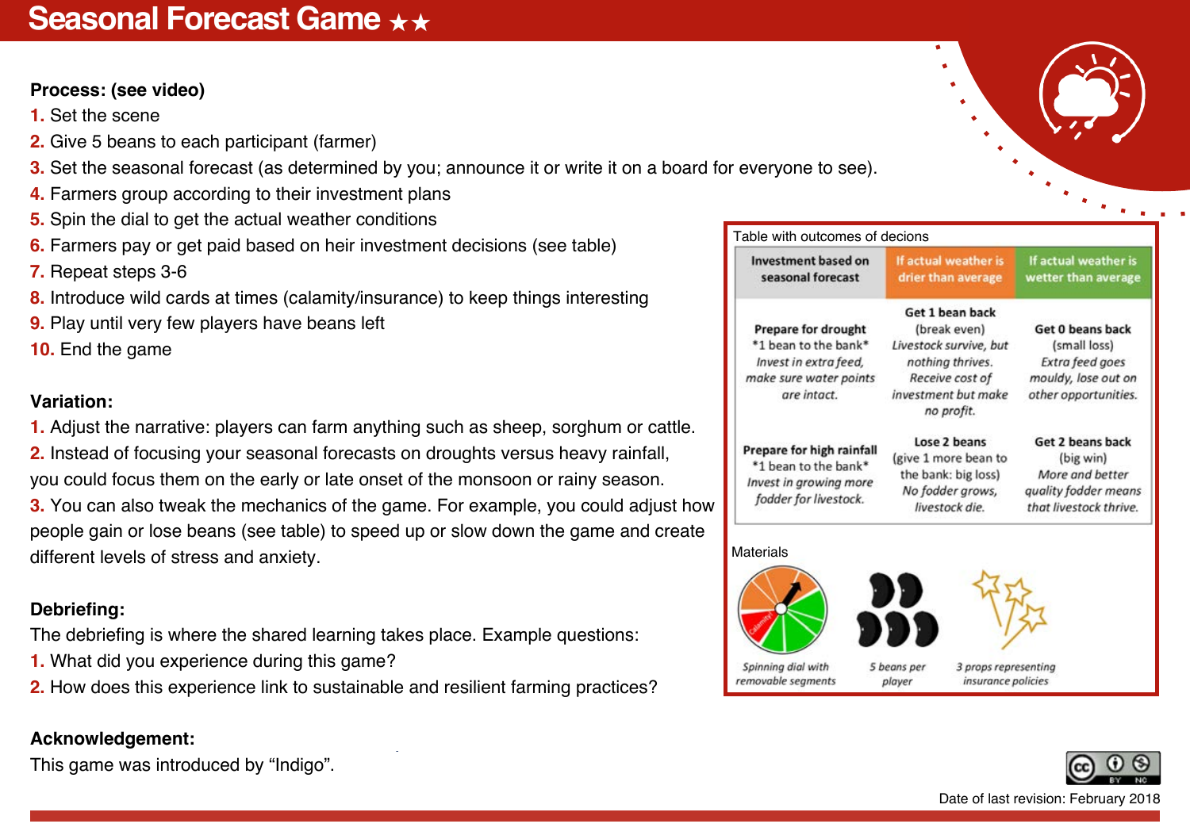# Seasonal Forecast Game ★★

**Process: (see video)**

1. Set the scene
2. Give 5 beans to each participant (farmer)
3. Set the seasonal forecast (as determined by you; announce it or write it on a board for everyone to see).
4. Farmers group according to their investment plans
5. Spin the dial to get the actual weather conditions
6. Farmers pay or get paid based on heir investment decisions (see table)
7. Repeat steps 3-6
8. Introduce wild cards at times (calamity/insurance) to keep things interesting
9. Play until very few players have beans left
10. End the game

**Variation:**

1. Adjust the narrative: players can farm anything such as sheep, sorghum or cattle.
2. Instead of focusing your seasonal forecasts on droughts versus heavy rainfall, you could focus them on the early or late onset of the monsoon or rainy season.
3. You can also tweak the mechanics of the game. For example, you could adjust how people gain or lose beans (see table) to speed up or slow down the game and create different levels of stress and anxiety.

**Debriefing:**

The debriefing is where the shared learning takes place. Example questions:

1. What did you experience during this game?
2. How does this experience link to sustainable and resilient farming practices?

**Acknowledgement:**

This game was introduced by "Indigo".

Table with outcomes of decions

| Investment based on seasonal forecast | If actual weather is drier than average | If actual weather is wetter than average |
|---|---|---|
| **Prepare for drought** *1 bean to the bank* *Invest in extra feed, make sure water points are intact.* | **Get 1 bean back** (break even) *Livestock survive, but nothing thrives. Receive cost of investment but make no profit.* | **Get 0 beans back** (small loss) *Extra feed goes mouldy, lose out on other opportunities.* |
| **Prepare for high rainfall** *1 bean to the bank* *Invest in growing more fodder for livestock.* | **Lose 2 beans** (give 1 more bean to the bank: big loss) *No fodder grows, livestock die.* | **Get 2 beans back** (big win) *More and better quality fodder means that livestock thrive.* |

Materials

*Spinning dial with removable segments*

*5 beans per player*

*3 props representing insurance policies*

Date of last revision: February 2018